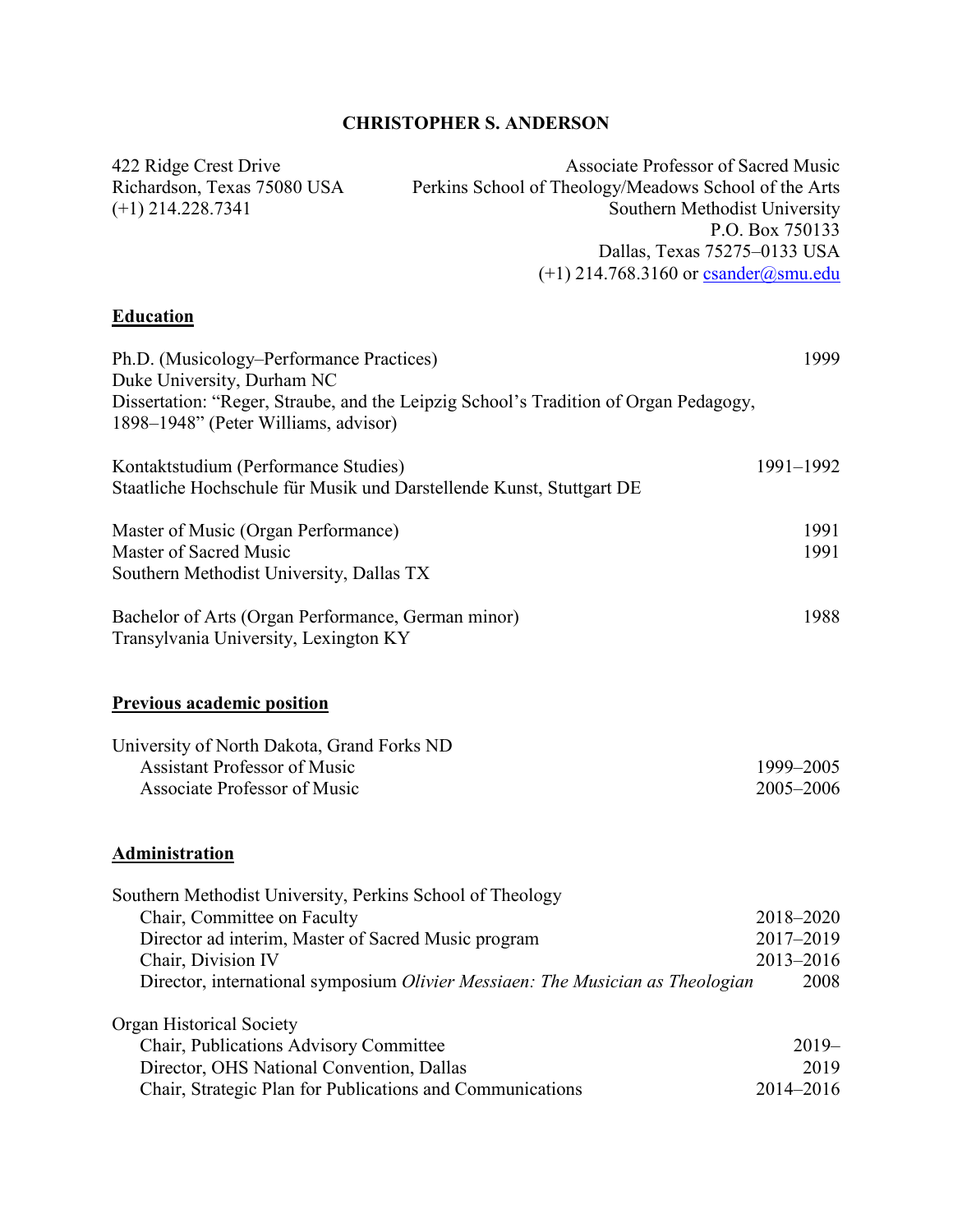# CHRISTOPHER S. ANDERSON

422 Ridge Crest Drive
Richardson, Texas 75080 USA
(+1) 214.228.7341

Associate Professor of Sacred Music
Perkins School of Theology/Meadows School of the Arts
Southern Methodist University
P.O. Box 750133
Dallas, Texas 75275–0133 USA
(+1) 214.768.3160 or csander@smu.edu

## Education

Ph.D. (Musicology–Performance Practices) — 1999
Duke University, Durham NC
Dissertation: "Reger, Straube, and the Leipzig School's Tradition of Organ Pedagogy, 1898–1948" (Peter Williams, advisor)

Kontaktstudium (Performance Studies) — 1991–1992
Staatliche Hochschule für Musik und Darstellende Kunst, Stuttgart DE

Master of Music (Organ Performance) — 1991
Master of Sacred Music — 1991
Southern Methodist University, Dallas TX

Bachelor of Arts (Organ Performance, German minor) — 1988
Transylvania University, Lexington KY

## Previous academic position

University of North Dakota, Grand Forks ND
- Assistant Professor of Music — 1999–2005
- Associate Professor of Music — 2005–2006

## Administration

Southern Methodist University, Perkins School of Theology
- Chair, Committee on Faculty — 2018–2020
- Director ad interim, Master of Sacred Music program — 2017–2019
- Chair, Division IV — 2013–2016
- Director, international symposium *Olivier Messiaen: The Musician as Theologian* — 2008

Organ Historical Society
- Chair, Publications Advisory Committee — 2019–
- Director, OHS National Convention, Dallas — 2019
- Chair, Strategic Plan for Publications and Communications — 2014–2016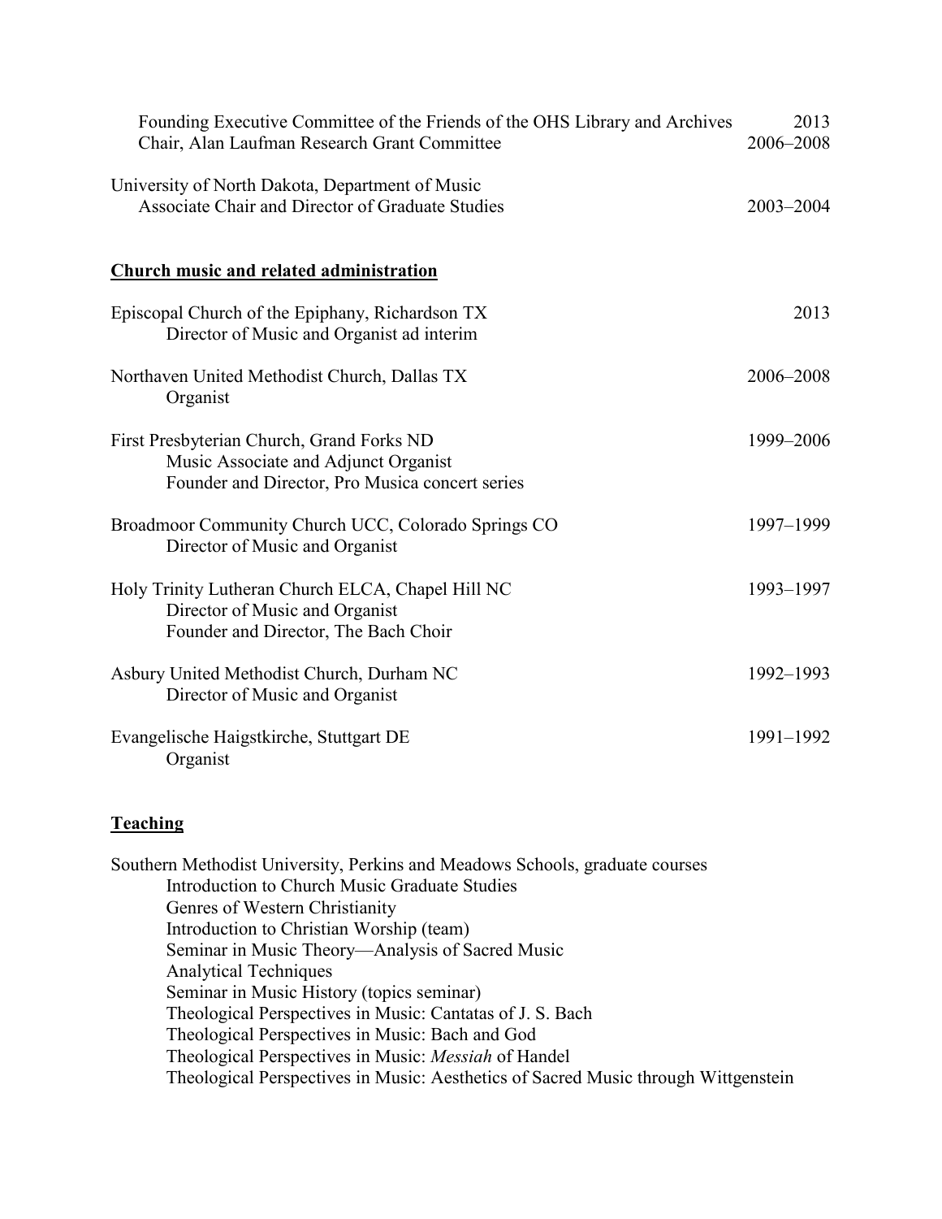Founding Executive Committee of the Friends of the OHS Library and Archives 2013
Chair, Alan Laufman Research Grant Committee 2006–2008

University of North Dakota, Department of Music
Associate Chair and Director of Graduate Studies 2003–2004

## Church music and related administration

Episcopal Church of the Epiphany, Richardson TX 2013
Director of Music and Organist ad interim

Northaven United Methodist Church, Dallas TX 2006–2008
Organist

First Presbyterian Church, Grand Forks ND 1999–2006
Music Associate and Adjunct Organist
Founder and Director, Pro Musica concert series

Broadmoor Community Church UCC, Colorado Springs CO 1997–1999
Director of Music and Organist

Holy Trinity Lutheran Church ELCA, Chapel Hill NC 1993–1997
Director of Music and Organist
Founder and Director, The Bach Choir

Asbury United Methodist Church, Durham NC 1992–1993
Director of Music and Organist

Evangelische Haigstkirche, Stuttgart DE 1991–1992
Organist

## Teaching

Southern Methodist University, Perkins and Meadows Schools, graduate courses
- Introduction to Church Music Graduate Studies
- Genres of Western Christianity
- Introduction to Christian Worship (team)
- Seminar in Music Theory—Analysis of Sacred Music
- Analytical Techniques
- Seminar in Music History (topics seminar)
- Theological Perspectives in Music: Cantatas of J. S. Bach
- Theological Perspectives in Music: Bach and God
- Theological Perspectives in Music: *Messiah* of Handel
- Theological Perspectives in Music: Aesthetics of Sacred Music through Wittgenstein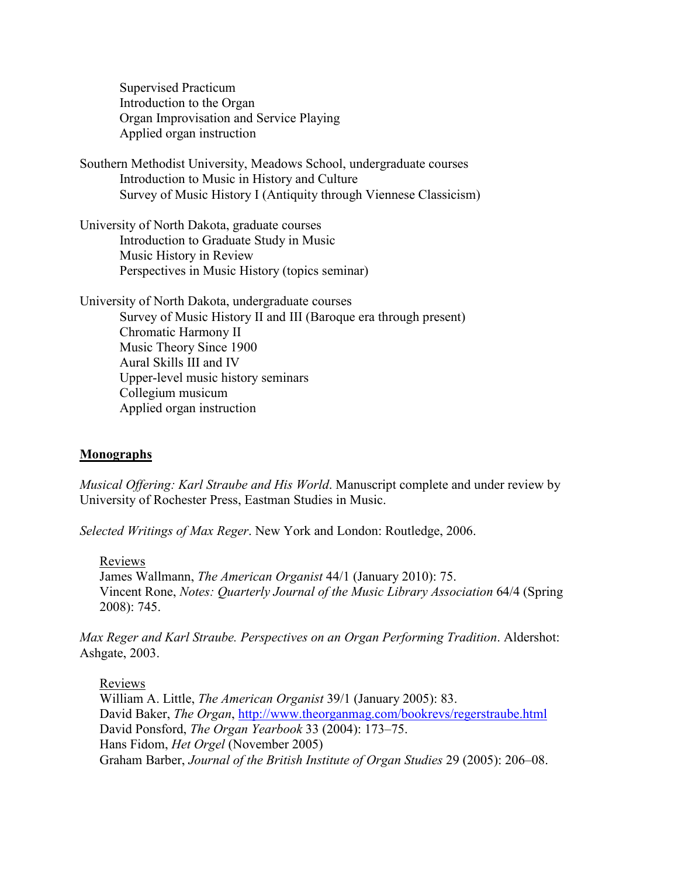Supervised Practicum
Introduction to the Organ
Organ Improvisation and Service Playing
Applied organ instruction

Southern Methodist University, Meadows School, undergraduate courses
Introduction to Music in History and Culture
Survey of Music History I (Antiquity through Viennese Classicism)

University of North Dakota, graduate courses
Introduction to Graduate Study in Music
Music History in Review
Perspectives in Music History (topics seminar)

University of North Dakota, undergraduate courses
Survey of Music History II and III (Baroque era through present)
Chromatic Harmony II
Music Theory Since 1900
Aural Skills III and IV
Upper-level music history seminars
Collegium musicum
Applied organ instruction

## Monographs

*Musical Offering: Karl Straube and His World*. Manuscript complete and under review by University of Rochester Press, Eastman Studies in Music.

*Selected Writings of Max Reger*. New York and London: Routledge, 2006.

Reviews
James Wallmann, *The American Organist* 44/1 (January 2010): 75.
Vincent Rone, *Notes: Quarterly Journal of the Music Library Association* 64/4 (Spring 2008): 745.

*Max Reger and Karl Straube. Perspectives on an Organ Performing Tradition*. Aldershot: Ashgate, 2003.

Reviews
William A. Little, *The American Organist* 39/1 (January 2005): 83.
David Baker, *The Organ*, http://www.theorganmag.com/bookrevs/regerstraube.html
David Ponsford, *The Organ Yearbook* 33 (2004): 173–75.
Hans Fidom, *Het Orgel* (November 2005)
Graham Barber, *Journal of the British Institute of Organ Studies* 29 (2005): 206–08.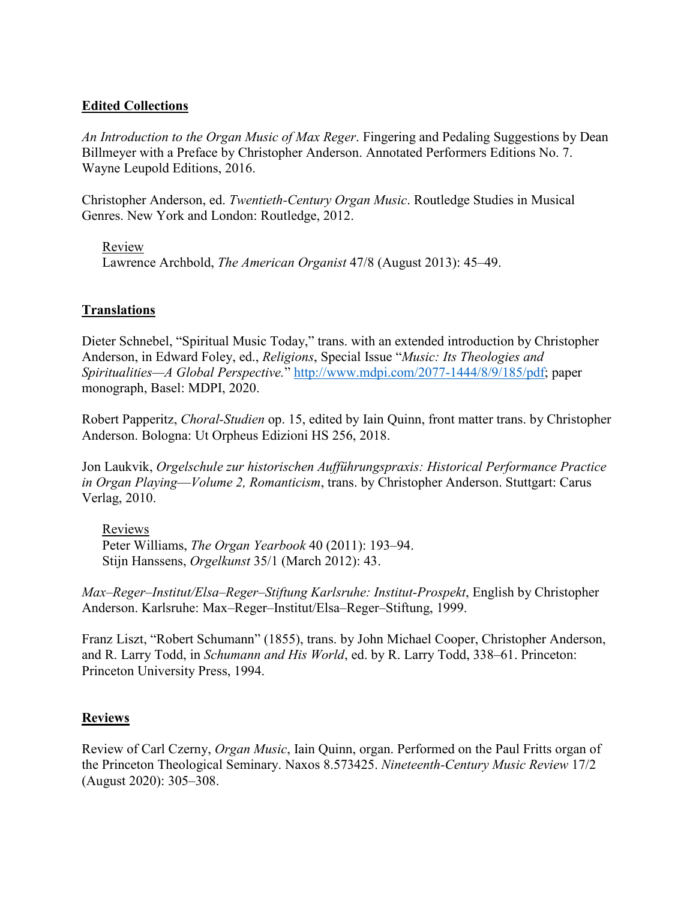## **Edited Collections**

*An Introduction to the Organ Music of Max Reger*. Fingering and Pedaling Suggestions by Dean Billmeyer with a Preface by Christopher Anderson. Annotated Performers Editions No. 7. Wayne Leupold Editions, 2016.

Christopher Anderson, ed. *Twentieth-Century Organ Music*. Routledge Studies in Musical Genres. New York and London: Routledge, 2012.

> Review
> Lawrence Archbold, *The American Organist* 47/8 (August 2013): 45–49.

## **Translations**

Dieter Schnebel, "Spiritual Music Today," trans. with an extended introduction by Christopher Anderson, in Edward Foley, ed., *Religions*, Special Issue "*Music: Its Theologies and Spiritualities—A Global Perspective.*" http://www.mdpi.com/2077-1444/8/9/185/pdf; paper monograph, Basel: MDPI, 2020.

Robert Papperitz, *Choral-Studien* op. 15, edited by Iain Quinn, front matter trans. by Christopher Anderson. Bologna: Ut Orpheus Edizioni HS 256, 2018.

Jon Laukvik, *Orgelschule zur historischen Aufführungspraxis: Historical Performance Practice in Organ Playing—Volume 2, Romanticism*, trans. by Christopher Anderson. Stuttgart: Carus Verlag, 2010.

> Reviews
> Peter Williams, *The Organ Yearbook* 40 (2011): 193–94.
> Stijn Hanssens, *Orgelkunst* 35/1 (March 2012): 43.

*Max–Reger–Institut/Elsa–Reger–Stiftung Karlsruhe: Institut-Prospekt*, English by Christopher Anderson. Karlsruhe: Max–Reger–Institut/Elsa–Reger–Stiftung, 1999.

Franz Liszt, "Robert Schumann" (1855), trans. by John Michael Cooper, Christopher Anderson, and R. Larry Todd, in *Schumann and His World*, ed. by R. Larry Todd, 338–61. Princeton: Princeton University Press, 1994.

## **Reviews**

Review of Carl Czerny, *Organ Music*, Iain Quinn, organ. Performed on the Paul Fritts organ of the Princeton Theological Seminary. Naxos 8.573425. *Nineteenth-Century Music Review* 17/2 (August 2020): 305–308.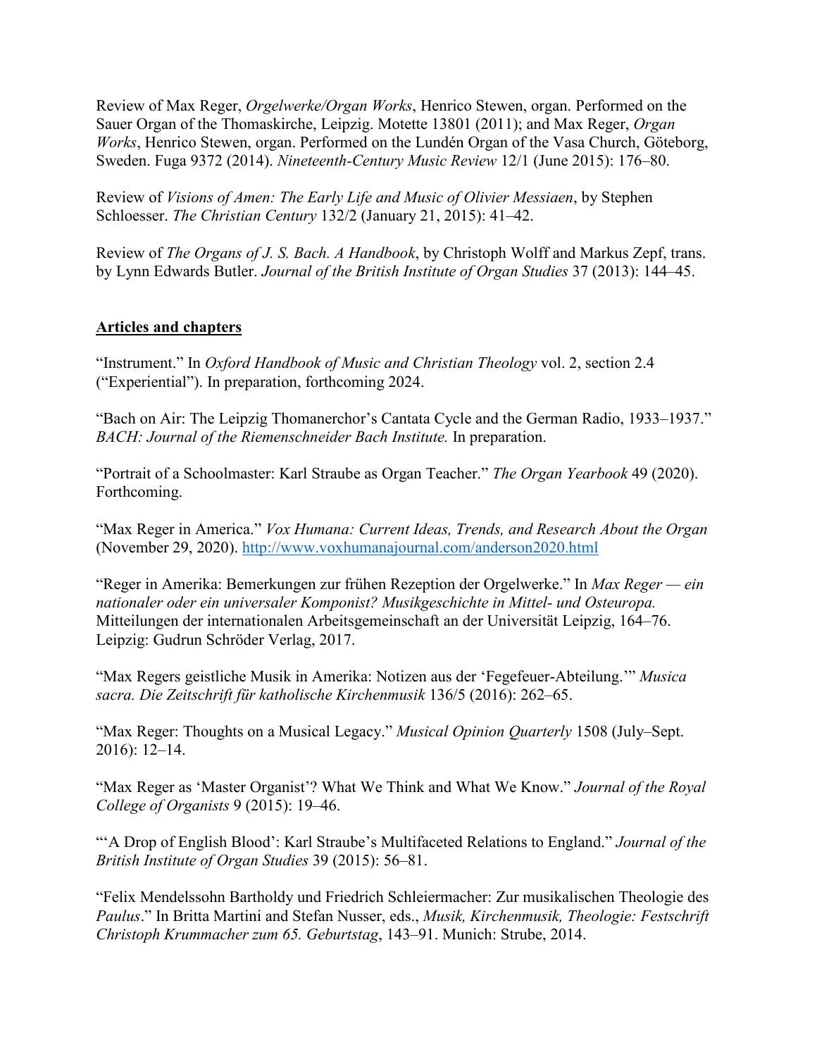Review of Max Reger, *Orgelwerke/Organ Works*, Henrico Stewen, organ. Performed on the Sauer Organ of the Thomaskirche, Leipzig. Motette 13801 (2011); and Max Reger, *Organ Works*, Henrico Stewen, organ. Performed on the Lundén Organ of the Vasa Church, Göteborg, Sweden. Fuga 9372 (2014). *Nineteenth-Century Music Review* 12/1 (June 2015): 176–80.

Review of *Visions of Amen: The Early Life and Music of Olivier Messiaen*, by Stephen Schloesser. *The Christian Century* 132/2 (January 21, 2015): 41–42.

Review of *The Organs of J. S. Bach. A Handbook*, by Christoph Wolff and Markus Zepf, trans. by Lynn Edwards Butler. *Journal of the British Institute of Organ Studies* 37 (2013): 144–45.

## Articles and chapters

"Instrument." In *Oxford Handbook of Music and Christian Theology* vol. 2, section 2.4 ("Experiential"). In preparation, forthcoming 2024.

"Bach on Air: The Leipzig Thomanerchor's Cantata Cycle and the German Radio, 1933–1937." *BACH: Journal of the Riemenschneider Bach Institute.* In preparation.

"Portrait of a Schoolmaster: Karl Straube as Organ Teacher." *The Organ Yearbook* 49 (2020). Forthcoming.

"Max Reger in America." *Vox Humana: Current Ideas, Trends, and Research About the Organ* (November 29, 2020). http://www.voxhumanajournal.com/anderson2020.html

"Reger in Amerika: Bemerkungen zur frühen Rezeption der Orgelwerke." In *Max Reger — ein nationaler oder ein universaler Komponist? Musikgeschichte in Mittel- und Osteuropa.* Mitteilungen der internationalen Arbeitsgemeinschaft an der Universität Leipzig, 164–76. Leipzig: Gudrun Schröder Verlag, 2017.

"Max Regers geistliche Musik in Amerika: Notizen aus der 'Fegefeuer-Abteilung.'" *Musica sacra. Die Zeitschrift für katholische Kirchenmusik* 136/5 (2016): 262–65.

"Max Reger: Thoughts on a Musical Legacy." *Musical Opinion Quarterly* 1508 (July–Sept. 2016): 12–14.

"Max Reger as 'Master Organist'? What We Think and What We Know." *Journal of the Royal College of Organists* 9 (2015): 19–46.

"'A Drop of English Blood': Karl Straube's Multifaceted Relations to England." *Journal of the British Institute of Organ Studies* 39 (2015): 56–81.

"Felix Mendelssohn Bartholdy und Friedrich Schleiermacher: Zur musikalischen Theologie des *Paulus*." In Britta Martini and Stefan Nusser, eds., *Musik, Kirchenmusik, Theologie: Festschrift Christoph Krummacher zum 65. Geburtstag*, 143–91. Munich: Strube, 2014.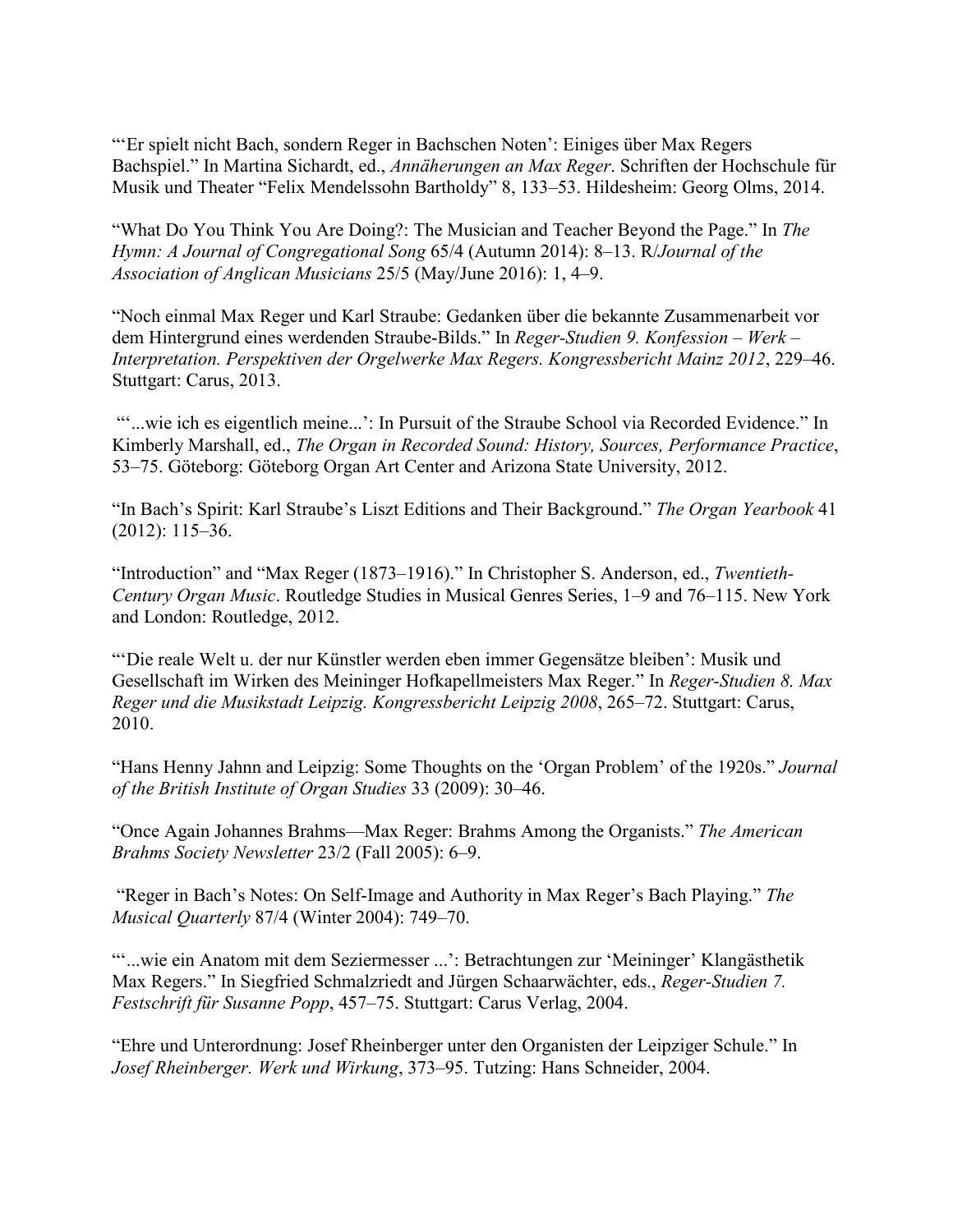"'Er spielt nicht Bach, sondern Reger in Bachschen Noten': Einiges über Max Regers Bachspiel." In Martina Sichardt, ed., *Annäherungen an Max Reger*. Schriften der Hochschule für Musik und Theater "Felix Mendelssohn Bartholdy" 8, 133–53. Hildesheim: Georg Olms, 2014.

"What Do You Think You Are Doing?: The Musician and Teacher Beyond the Page." In *The Hymn: A Journal of Congregational Song* 65/4 (Autumn 2014): 8–13. R/*Journal of the Association of Anglican Musicians* 25/5 (May/June 2016): 1, 4–9.

"Noch einmal Max Reger und Karl Straube: Gedanken über die bekannte Zusammenarbeit vor dem Hintergrund eines werdenden Straube-Bilds." In *Reger-Studien 9. Konfession – Werk – Interpretation. Perspektiven der Orgelwerke Max Regers. Kongressbericht Mainz 2012*, 229–46. Stuttgart: Carus, 2013.

"'...wie ich es eigentlich meine...': In Pursuit of the Straube School via Recorded Evidence." In Kimberly Marshall, ed., *The Organ in Recorded Sound: History, Sources, Performance Practice*, 53–75. Göteborg: Göteborg Organ Art Center and Arizona State University, 2012.

"In Bach's Spirit: Karl Straube's Liszt Editions and Their Background." *The Organ Yearbook* 41 (2012): 115–36.

"Introduction" and "Max Reger (1873–1916)." In Christopher S. Anderson, ed., *Twentieth-Century Organ Music*. Routledge Studies in Musical Genres Series, 1–9 and 76–115. New York and London: Routledge, 2012.

"'Die reale Welt u. der nur Künstler werden eben immer Gegensätze bleiben': Musik und Gesellschaft im Wirken des Meininger Hofkapellmeisters Max Reger." In *Reger-Studien 8. Max Reger und die Musikstadt Leipzig. Kongressbericht Leipzig 2008*, 265–72. Stuttgart: Carus, 2010.

"Hans Henny Jahnn and Leipzig: Some Thoughts on the 'Organ Problem' of the 1920s." *Journal of the British Institute of Organ Studies* 33 (2009): 30–46.

"Once Again Johannes Brahms—Max Reger: Brahms Among the Organists." *The American Brahms Society Newsletter* 23/2 (Fall 2005): 6–9.

"Reger in Bach's Notes: On Self-Image and Authority in Max Reger's Bach Playing." *The Musical Quarterly* 87/4 (Winter 2004): 749–70.

"'...wie ein Anatom mit dem Seziermesser ...': Betrachtungen zur 'Meininger' Klangästhetik Max Regers." In Siegfried Schmalzriedt and Jürgen Schaarwächter, eds., *Reger-Studien 7. Festschrift für Susanne Popp*, 457–75. Stuttgart: Carus Verlag, 2004.

"Ehre und Unterordnung: Josef Rheinberger unter den Organisten der Leipziger Schule." In *Josef Rheinberger. Werk und Wirkung*, 373–95. Tutzing: Hans Schneider, 2004.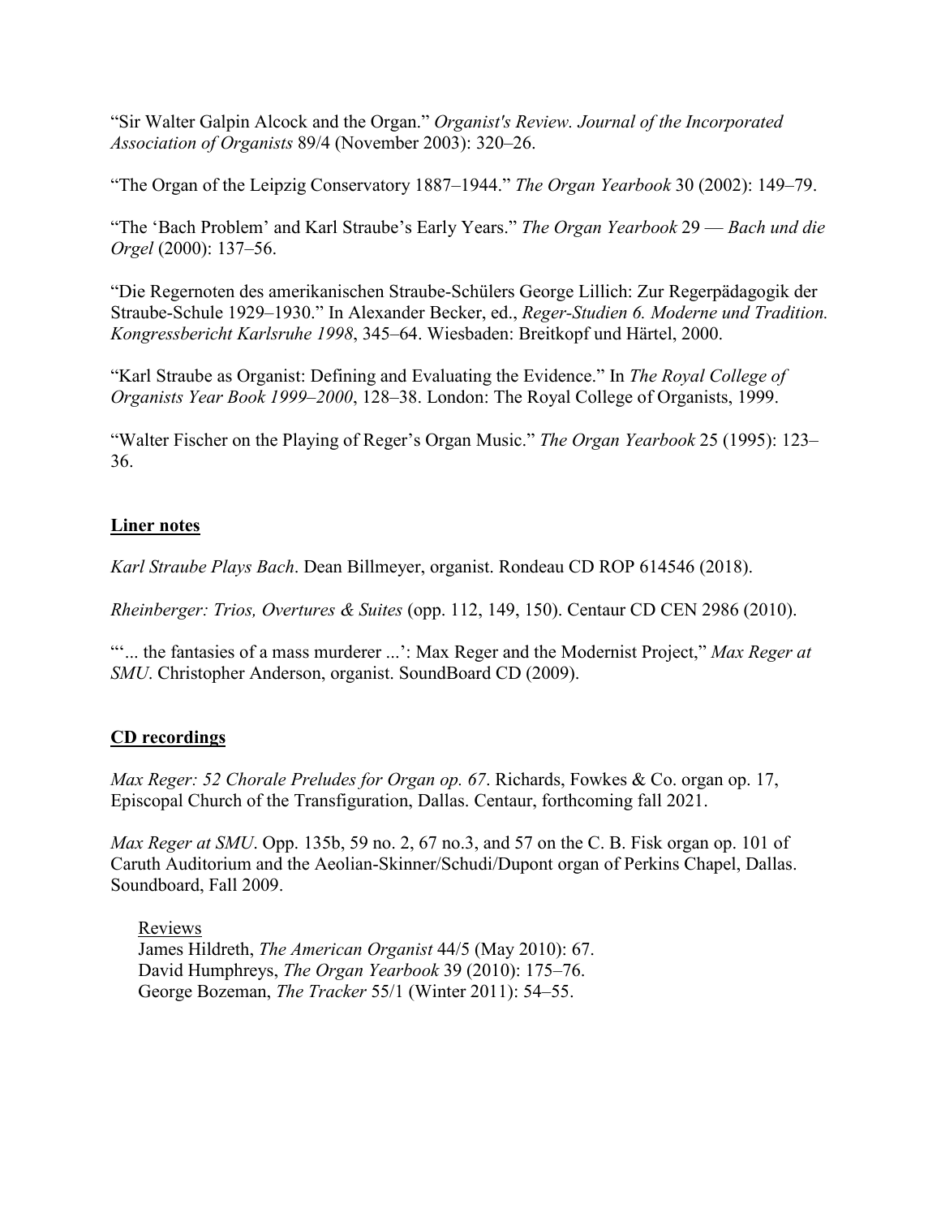“Sir Walter Galpin Alcock and the Organ.” *Organist's Review. Journal of the Incorporated Association of Organists* 89/4 (November 2003): 320–26.

“The Organ of the Leipzig Conservatory 1887–1944.” *The Organ Yearbook* 30 (2002): 149–79.

“The ‘Bach Problem’ and Karl Straube’s Early Years.” *The Organ Yearbook* 29 — *Bach und die Orgel* (2000): 137–56.

“Die Regernoten des amerikanischen Straube-Schülers George Lillich: Zur Regerpädagogik der Straube-Schule 1929–1930.” In Alexander Becker, ed., *Reger-Studien 6. Moderne und Tradition. Kongressbericht Karlsruhe 1998*, 345–64. Wiesbaden: Breitkopf und Härtel, 2000.

“Karl Straube as Organist: Defining and Evaluating the Evidence.” In *The Royal College of Organists Year Book 1999–2000*, 128–38. London: The Royal College of Organists, 1999.

“Walter Fischer on the Playing of Reger’s Organ Music.” *The Organ Yearbook* 25 (1995): 123–36.

## **Liner notes**

*Karl Straube Plays Bach*. Dean Billmeyer, organist. Rondeau CD ROP 614546 (2018).

*Rheinberger: Trios, Overtures & Suites* (opp. 112, 149, 150). Centaur CD CEN 2986 (2010).

“‘... the fantasies of a mass murderer ...’: Max Reger and the Modernist Project,” *Max Reger at SMU*. Christopher Anderson, organist. SoundBoard CD (2009).

## **CD recordings**

*Max Reger: 52 Chorale Preludes for Organ op. 67*. Richards, Fowkes & Co. organ op. 17, Episcopal Church of the Transfiguration, Dallas. Centaur, forthcoming fall 2021.

*Max Reger at SMU*. Opp. 135b, 59 no. 2, 67 no.3, and 57 on the C. B. Fisk organ op. 101 of Caruth Auditorium and the Aeolian-Skinner/Schudi/Dupont organ of Perkins Chapel, Dallas. Soundboard, Fall 2009.

Reviews
James Hildreth, *The American Organist* 44/5 (May 2010): 67.
David Humphreys, *The Organ Yearbook* 39 (2010): 175–76.
George Bozeman, *The Tracker* 55/1 (Winter 2011): 54–55.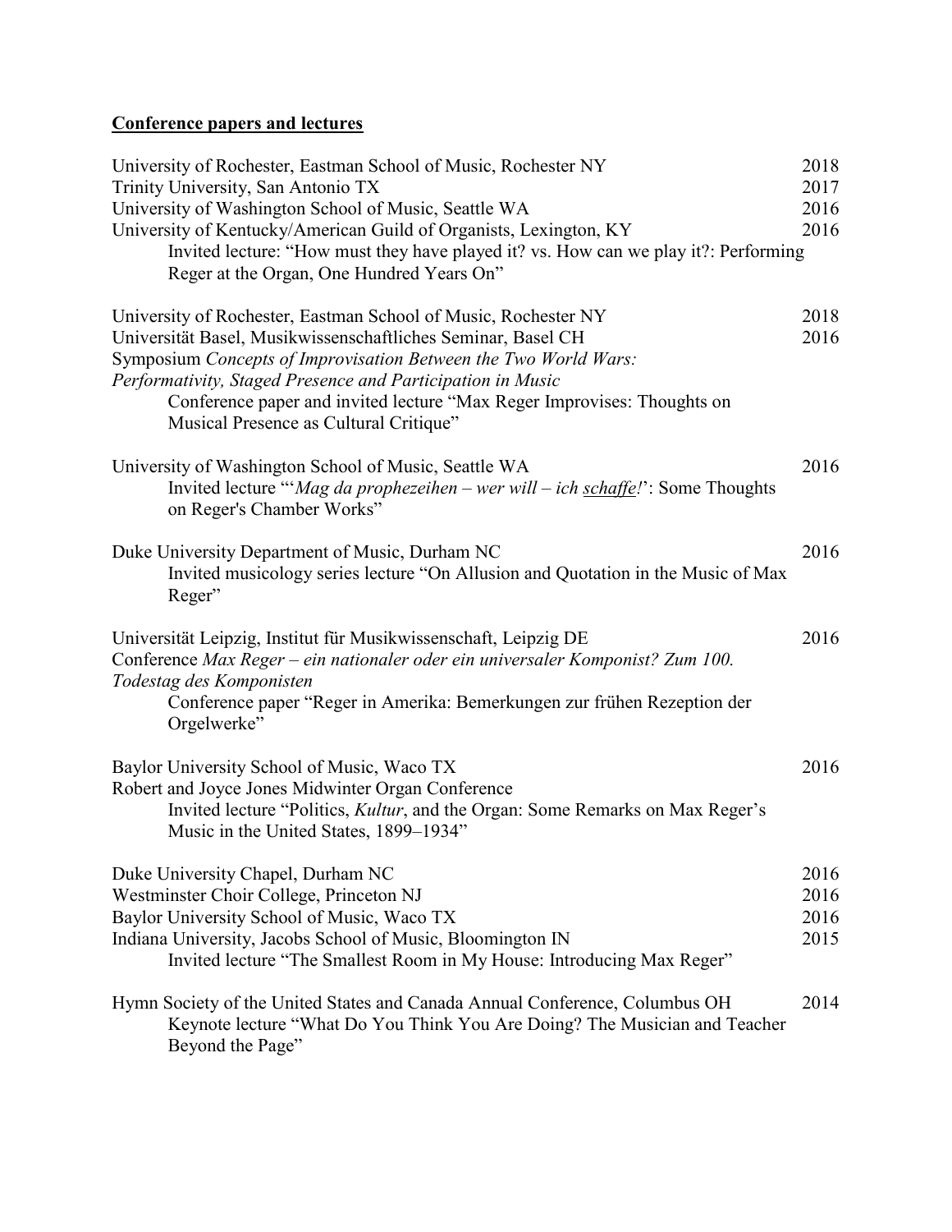## **Conference papers and lectures**

University of Rochester, Eastman School of Music, Rochester NY 2018
Trinity University, San Antonio TX 2017
University of Washington School of Music, Seattle WA 2016
University of Kentucky/American Guild of Organists, Lexington, KY 2016
Invited lecture: "How must they have played it? vs. How can we play it?: Performing Reger at the Organ, One Hundred Years On"

University of Rochester, Eastman School of Music, Rochester NY 2018
Universität Basel, Musikwissenschaftliches Seminar, Basel CH 2016
Symposium *Concepts of Improvisation Between the Two World Wars: Performativity, Staged Presence and Participation in Music*
Conference paper and invited lecture "Max Reger Improvises: Thoughts on Musical Presence as Cultural Critique"

University of Washington School of Music, Seattle WA 2016
Invited lecture "'*Mag da prophezeihen – wer will – ich schaffe!*': Some Thoughts on Reger's Chamber Works"

Duke University Department of Music, Durham NC 2016
Invited musicology series lecture "On Allusion and Quotation in the Music of Max Reger"

Universität Leipzig, Institut für Musikwissenschaft, Leipzig DE 2016
Conference *Max Reger – ein nationaler oder ein universaler Komponist? Zum 100. Todestag des Komponisten*
Conference paper "Reger in Amerika: Bemerkungen zur frühen Rezeption der Orgelwerke"

Baylor University School of Music, Waco TX 2016
Robert and Joyce Jones Midwinter Organ Conference
Invited lecture "Politics, *Kultur*, and the Organ: Some Remarks on Max Reger's Music in the United States, 1899–1934"

Duke University Chapel, Durham NC 2016
Westminster Choir College, Princeton NJ 2016
Baylor University School of Music, Waco TX 2016
Indiana University, Jacobs School of Music, Bloomington IN 2015
Invited lecture "The Smallest Room in My House: Introducing Max Reger"

Hymn Society of the United States and Canada Annual Conference, Columbus OH 2014
Keynote lecture "What Do You Think You Are Doing? The Musician and Teacher Beyond the Page"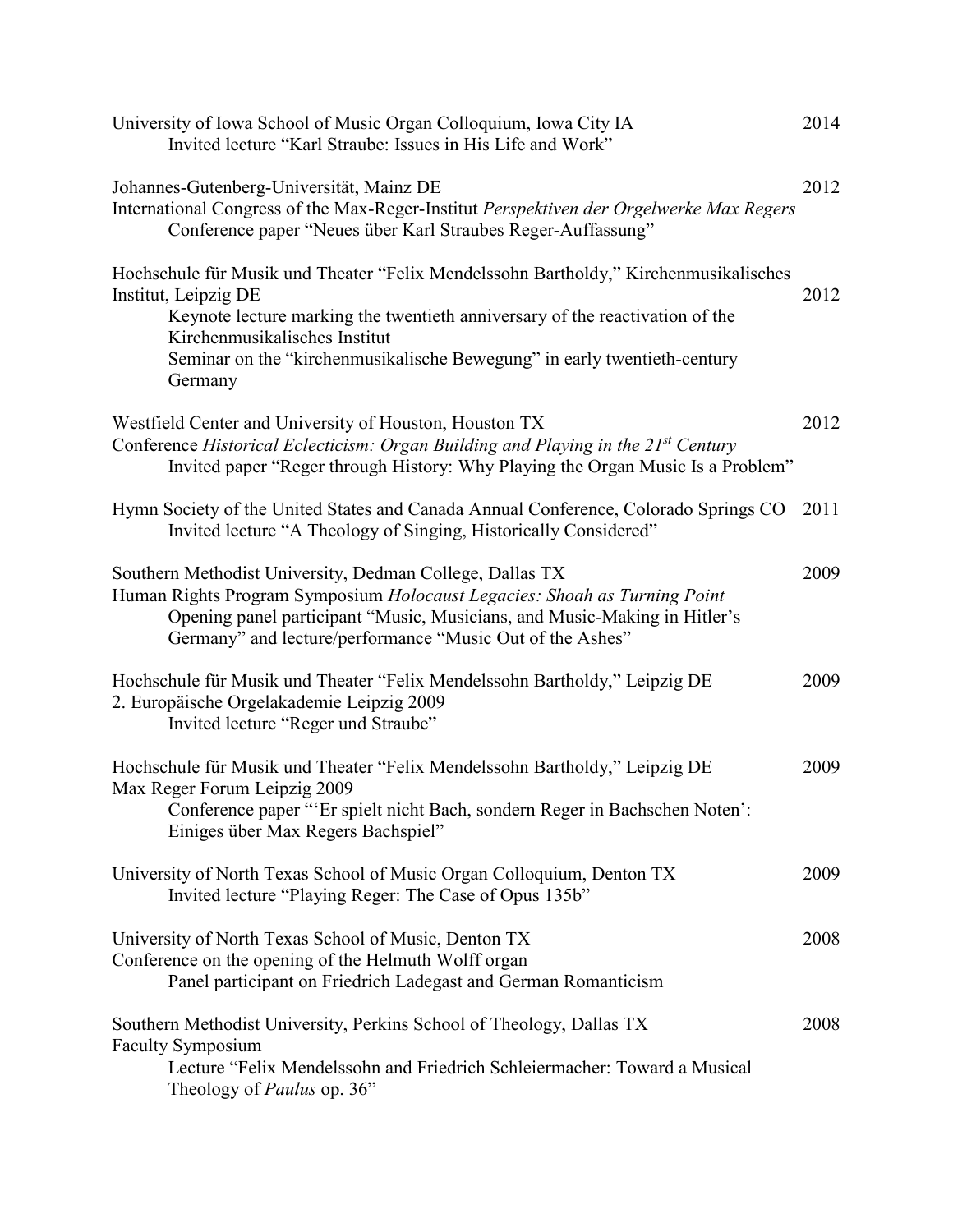University of Iowa School of Music Organ Colloquium, Iowa City IA — 2014
Invited lecture "Karl Straube: Issues in His Life and Work"

Johannes-Gutenberg-Universität, Mainz DE — 2012
International Congress of the Max-Reger-Institut *Perspektiven der Orgelwerke Max Regers*
Conference paper "Neues über Karl Straubes Reger-Auffassung"

Hochschule für Musik und Theater "Felix Mendelssohn Bartholdy," Kirchenmusikalisches Institut, Leipzig DE — 2012
Keynote lecture marking the twentieth anniversary of the reactivation of the Kirchenmusikalisches Institut
Seminar on the "kirchenmusikalische Bewegung" in early twentieth-century Germany

Westfield Center and University of Houston, Houston TX — 2012
Conference *Historical Eclecticism: Organ Building and Playing in the 21st Century*
Invited paper "Reger through History: Why Playing the Organ Music Is a Problem"

Hymn Society of the United States and Canada Annual Conference, Colorado Springs CO — 2011
Invited lecture "A Theology of Singing, Historically Considered"

Southern Methodist University, Dedman College, Dallas TX — 2009
Human Rights Program Symposium *Holocaust Legacies: Shoah as Turning Point*
Opening panel participant "Music, Musicians, and Music-Making in Hitler's Germany" and lecture/performance "Music Out of the Ashes"

Hochschule für Musik und Theater "Felix Mendelssohn Bartholdy," Leipzig DE — 2009
2. Europäische Orgelakademie Leipzig 2009
Invited lecture "Reger und Straube"

Hochschule für Musik und Theater "Felix Mendelssohn Bartholdy," Leipzig DE — 2009
Max Reger Forum Leipzig 2009
Conference paper "'Er spielt nicht Bach, sondern Reger in Bachschen Noten': Einiges über Max Regers Bachspiel"

University of North Texas School of Music Organ Colloquium, Denton TX — 2009
Invited lecture "Playing Reger: The Case of Opus 135b"

University of North Texas School of Music, Denton TX — 2008
Conference on the opening of the Helmuth Wolff organ
Panel participant on Friedrich Ladegast and German Romanticism

Southern Methodist University, Perkins School of Theology, Dallas TX — 2008
Faculty Symposium
Lecture "Felix Mendelssohn and Friedrich Schleiermacher: Toward a Musical Theology of *Paulus* op. 36"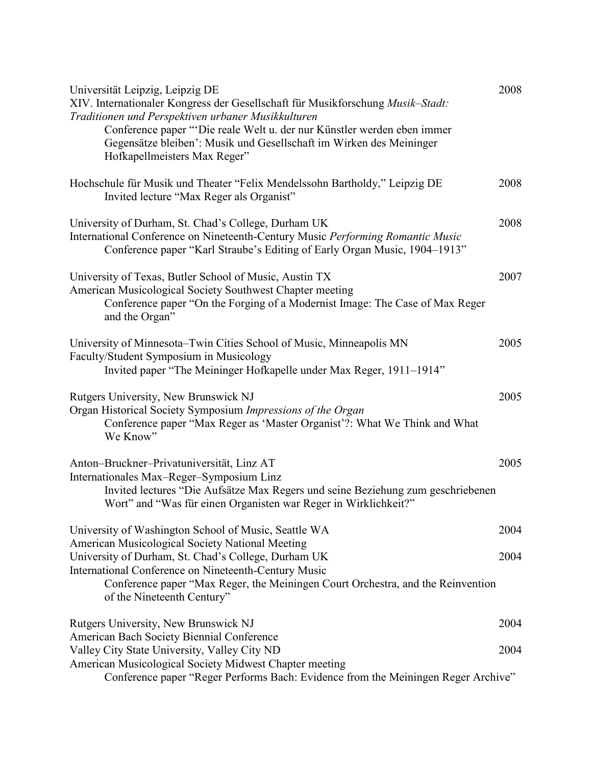Universität Leipzig, Leipzig DE — 2008
XIV. Internationaler Kongress der Gesellschaft für Musikforschung *Musik–Stadt: Traditionen und Perspektiven urbaner Musikkulturen*
  Conference paper "'Die reale Welt u. der nur Künstler werden eben immer Gegensätze bleiben': Musik und Gesellschaft im Wirken des Meininger Hofkapellmeisters Max Reger"

Hochschule für Musik und Theater "Felix Mendelssohn Bartholdy," Leipzig DE — 2008
  Invited lecture "Max Reger als Organist"

University of Durham, St. Chad's College, Durham UK — 2008
International Conference on Nineteenth-Century Music *Performing Romantic Music*
  Conference paper "Karl Straube's Editing of Early Organ Music, 1904–1913"

University of Texas, Butler School of Music, Austin TX — 2007
American Musicological Society Southwest Chapter meeting
  Conference paper "On the Forging of a Modernist Image: The Case of Max Reger and the Organ"

University of Minnesota–Twin Cities School of Music, Minneapolis MN — 2005
Faculty/Student Symposium in Musicology
  Invited paper "The Meininger Hofkapelle under Max Reger, 1911–1914"

Rutgers University, New Brunswick NJ — 2005
Organ Historical Society Symposium *Impressions of the Organ*
  Conference paper "Max Reger as 'Master Organist'?: What We Think and What We Know"

Anton–Bruckner–Privatuniversität, Linz AT — 2005
Internationales Max–Reger–Symposium Linz
  Invited lectures "Die Aufsätze Max Regers und seine Beziehung zum geschriebenen Wort" and "Was für einen Organisten war Reger in Wirklichkeit?"

University of Washington School of Music, Seattle WA — 2004
American Musicological Society National Meeting
University of Durham, St. Chad's College, Durham UK — 2004
International Conference on Nineteenth-Century Music
  Conference paper "Max Reger, the Meiningen Court Orchestra, and the Reinvention of the Nineteenth Century"

Rutgers University, New Brunswick NJ — 2004
American Bach Society Biennial Conference
Valley City State University, Valley City ND — 2004
American Musicological Society Midwest Chapter meeting
  Conference paper "Reger Performs Bach: Evidence from the Meiningen Reger Archive"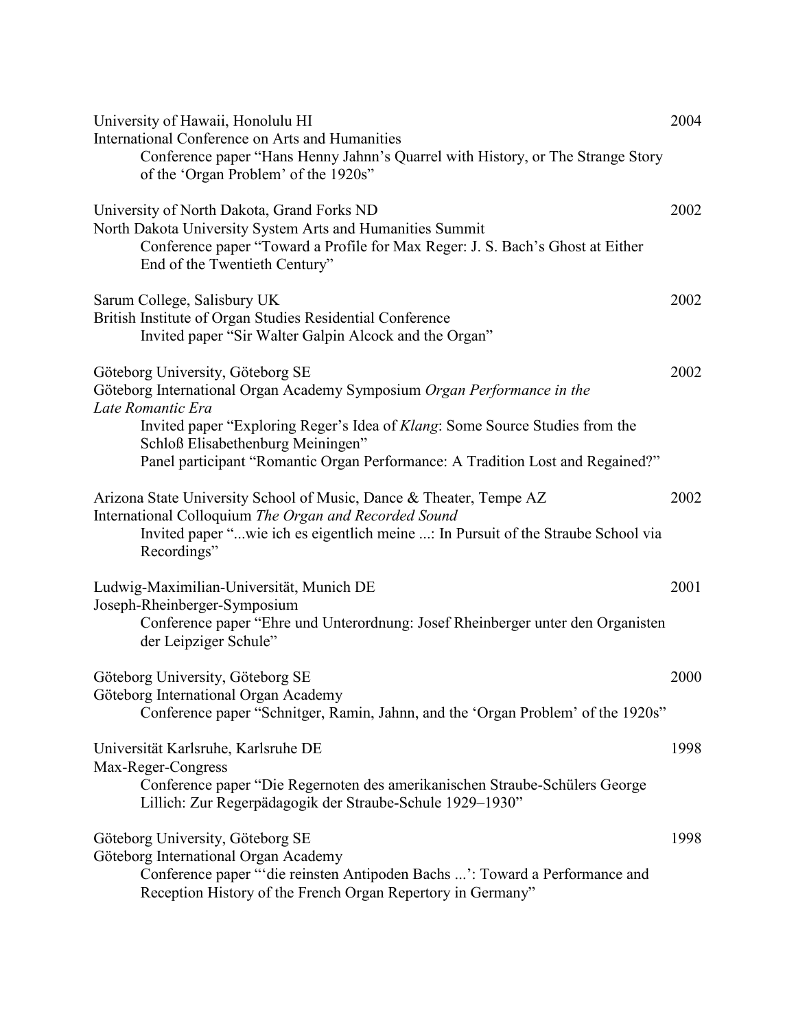University of Hawaii, Honolulu HI — 2004
International Conference on Arts and Humanities
    Conference paper "Hans Henny Jahnn's Quarrel with History, or The Strange Story of the 'Organ Problem' of the 1920s"

University of North Dakota, Grand Forks ND — 2002
North Dakota University System Arts and Humanities Summit
    Conference paper "Toward a Profile for Max Reger: J. S. Bach's Ghost at Either End of the Twentieth Century"

Sarum College, Salisbury UK — 2002
British Institute of Organ Studies Residential Conference
    Invited paper "Sir Walter Galpin Alcock and the Organ"

Göteborg University, Göteborg SE — 2002
Göteborg International Organ Academy Symposium *Organ Performance in the Late Romantic Era*
    Invited paper "Exploring Reger's Idea of *Klang*: Some Source Studies from the Schloß Elisabethenburg Meiningen"
    Panel participant "Romantic Organ Performance: A Tradition Lost and Regained?"

Arizona State University School of Music, Dance & Theater, Tempe AZ — 2002
International Colloquium *The Organ and Recorded Sound*
    Invited paper "...wie ich es eigentlich meine ...: In Pursuit of the Straube School via Recordings"

Ludwig-Maximilian-Universität, Munich DE — 2001
Joseph-Rheinberger-Symposium
    Conference paper "Ehre und Unterordnung: Josef Rheinberger unter den Organisten der Leipziger Schule"

Göteborg University, Göteborg SE — 2000
Göteborg International Organ Academy
    Conference paper "Schnitger, Ramin, Jahnn, and the 'Organ Problem' of the 1920s"

Universität Karlsruhe, Karlsruhe DE — 1998
Max-Reger-Congress
    Conference paper "Die Regernoten des amerikanischen Straube-Schülers George Lillich: Zur Regerpädagogik der Straube-Schule 1929–1930"

Göteborg University, Göteborg SE — 1998
Göteborg International Organ Academy
    Conference paper "'die reinsten Antipoden Bachs ...': Toward a Performance and Reception History of the French Organ Repertory in Germany"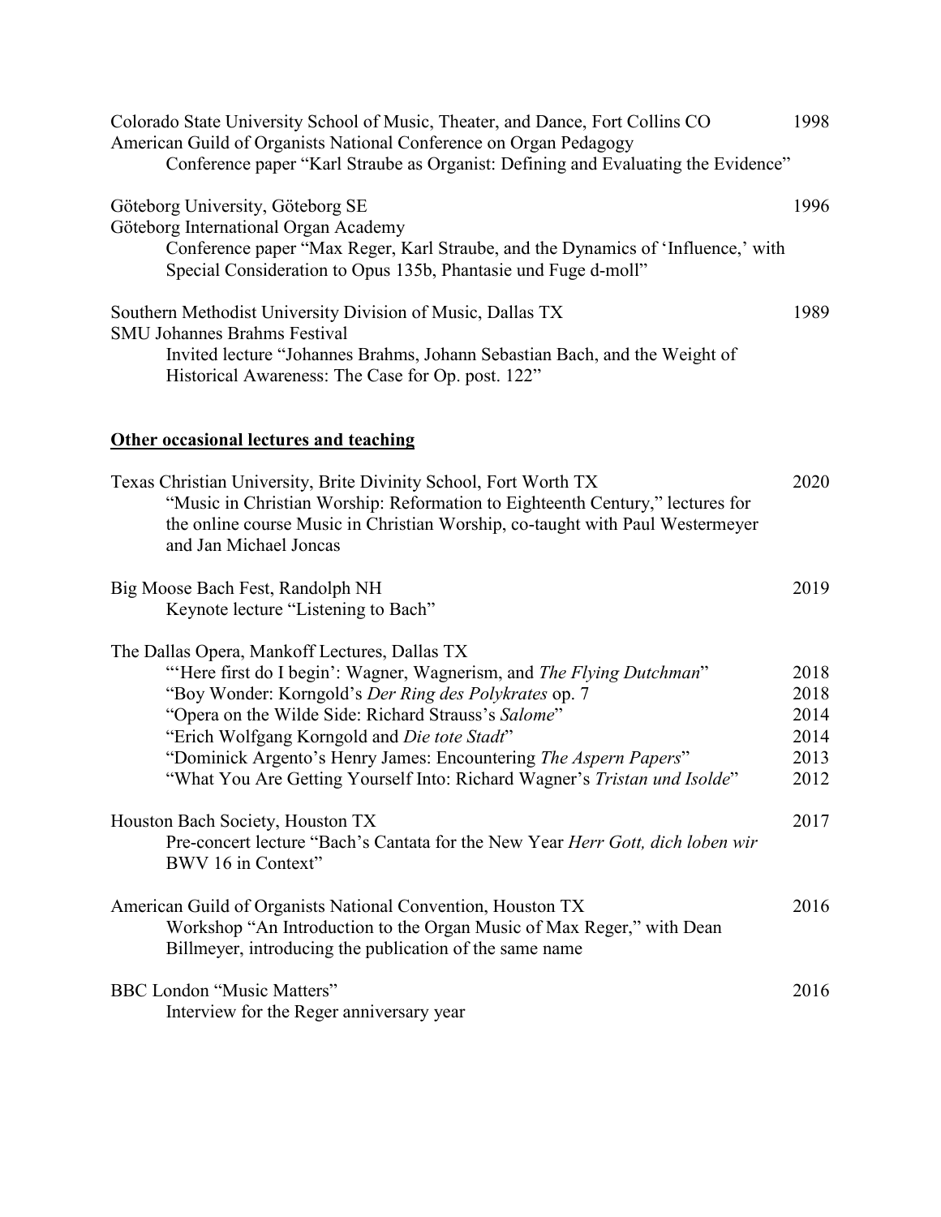Colorado State University School of Music, Theater, and Dance, Fort Collins CO — 1998
American Guild of Organists National Conference on Organ Pedagogy
Conference paper "Karl Straube as Organist: Defining and Evaluating the Evidence"

Göteborg University, Göteborg SE — 1996
Göteborg International Organ Academy
Conference paper "Max Reger, Karl Straube, and the Dynamics of 'Influence,' with Special Consideration to Opus 135b, Phantasie und Fuge d-moll"

Southern Methodist University Division of Music, Dallas TX — 1989
SMU Johannes Brahms Festival
Invited lecture "Johannes Brahms, Johann Sebastian Bach, and the Weight of Historical Awareness: The Case for Op. post. 122"

## Other occasional lectures and teaching

Texas Christian University, Brite Divinity School, Fort Worth TX — 2020
"Music in Christian Worship: Reformation to Eighteenth Century," lectures for the online course Music in Christian Worship, co-taught with Paul Westermeyer and Jan Michael Joncas

Big Moose Bach Fest, Randolph NH — 2019
Keynote lecture "Listening to Bach"

The Dallas Opera, Mankoff Lectures, Dallas TX
"'Here first do I begin': Wagner, Wagnerism, and *The Flying Dutchman*" — 2018
"Boy Wonder: Korngold's *Der Ring des Polykrates* op. 7 — 2018
"Opera on the Wilde Side: Richard Strauss's *Salome*" — 2014
"Erich Wolfgang Korngold and *Die tote Stadt*" — 2014
"Dominick Argento's Henry James: Encountering *The Aspern Papers*" — 2013
"What You Are Getting Yourself Into: Richard Wagner's *Tristan und Isolde*" — 2012

Houston Bach Society, Houston TX — 2017
Pre-concert lecture "Bach's Cantata for the New Year *Herr Gott, dich loben wir* BWV 16 in Context"

American Guild of Organists National Convention, Houston TX — 2016
Workshop "An Introduction to the Organ Music of Max Reger," with Dean Billmeyer, introducing the publication of the same name

BBC London "Music Matters" — 2016
Interview for the Reger anniversary year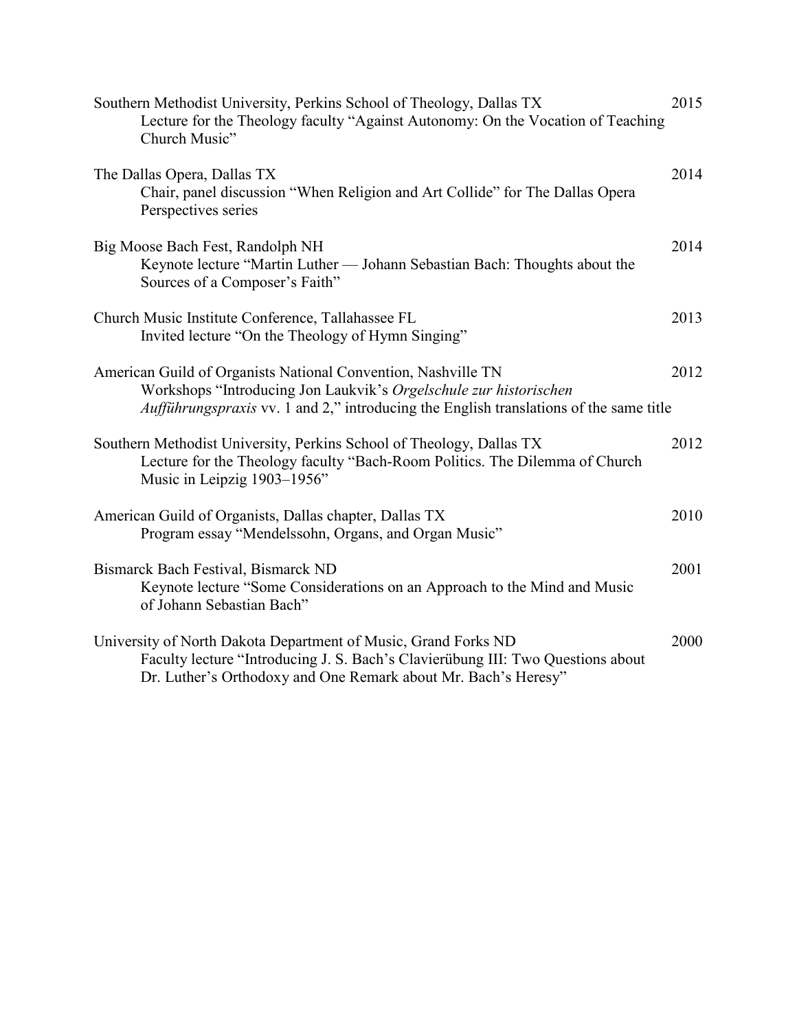Southern Methodist University, Perkins School of Theology, Dallas TX — 2015
Lecture for the Theology faculty "Against Autonomy: On the Vocation of Teaching Church Music"

The Dallas Opera, Dallas TX — 2014
Chair, panel discussion "When Religion and Art Collide" for The Dallas Opera Perspectives series

Big Moose Bach Fest, Randolph NH — 2014
Keynote lecture "Martin Luther — Johann Sebastian Bach: Thoughts about the Sources of a Composer's Faith"

Church Music Institute Conference, Tallahassee FL — 2013
Invited lecture "On the Theology of Hymn Singing"

American Guild of Organists National Convention, Nashville TN — 2012
Workshops "Introducing Jon Laukvik's *Orgelschule zur historischen Aufführungspraxis* vv. 1 and 2," introducing the English translations of the same title

Southern Methodist University, Perkins School of Theology, Dallas TX — 2012
Lecture for the Theology faculty "Bach-Room Politics. The Dilemma of Church Music in Leipzig 1903–1956"

American Guild of Organists, Dallas chapter, Dallas TX — 2010
Program essay "Mendelssohn, Organs, and Organ Music"

Bismarck Bach Festival, Bismarck ND — 2001
Keynote lecture "Some Considerations on an Approach to the Mind and Music of Johann Sebastian Bach"

University of North Dakota Department of Music, Grand Forks ND — 2000
Faculty lecture "Introducing J. S. Bach's Clavierübung III: Two Questions about Dr. Luther's Orthodoxy and One Remark about Mr. Bach's Heresy"